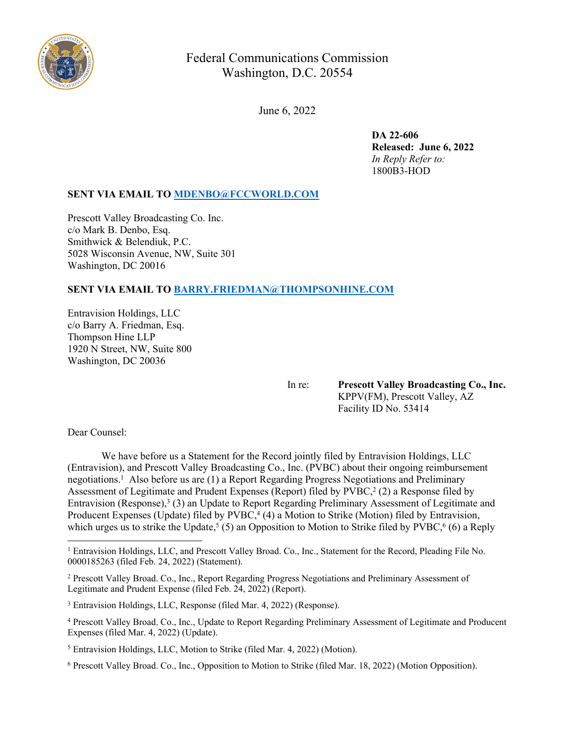Federal Communications Commission
Washington, D.C. 20554

June 6, 2022

**DA 22-606**
**Released: June 6, 2022**
*In Reply Refer to:*
1800B3-HOD

**SENT VIA EMAIL TO MDENBO@FCCWORLD.COM**

Prescott Valley Broadcasting Co. Inc.
c/o Mark B. Denbo, Esq.
Smithwick & Belendiuk, P.C.
5028 Wisconsin Avenue, NW, Suite 301
Washington, DC 20016

**SENT VIA EMAIL TO BARRY.FRIEDMAN@THOMPSONHINE.COM**

Entravision Holdings, LLC
c/o Barry A. Friedman, Esq.
Thompson Hine LLP
1920 N Street, NW, Suite 800
Washington, DC 20036

In re: **Prescott Valley Broadcasting Co., Inc.**
KPPV(FM), Prescott Valley, AZ
Facility ID No. 53414

Dear Counsel:

We have before us a Statement for the Record jointly filed by Entravision Holdings, LLC (Entravision), and Prescott Valley Broadcasting Co., Inc. (PVBC) about their ongoing reimbursement negotiations.[1] Also before us are (1) a Report Regarding Progress Negotiations and Preliminary Assessment of Legitimate and Prudent Expenses (Report) filed by PVBC,[2] (2) a Response filed by Entravision (Response),[3] (3) an Update to Report Regarding Preliminary Assessment of Legitimate and Producent Expenses (Update) filed by PVBC,[4] (4) a Motion to Strike (Motion) filed by Entravision, which urges us to strike the Update,[5] (5) an Opposition to Motion to Strike filed by PVBC,[6] (6) a Reply

---

[1] Entravision Holdings, LLC, and Prescott Valley Broad. Co., Inc., Statement for the Record, Pleading File No. 0000185263 (filed Feb. 24, 2022) (Statement).

[2] Prescott Valley Broad. Co., Inc., Report Regarding Progress Negotiations and Preliminary Assessment of Legitimate and Prudent Expense (filed Feb. 24, 2022) (Report).

[3] Entravision Holdings, LLC, Response (filed Mar. 4, 2022) (Response).

[4] Prescott Valley Broad. Co., Inc., Update to Report Regarding Preliminary Assessment of Legitimate and Producent Expenses (filed Mar. 4, 2022) (Update).

[5] Entravision Holdings, LLC, Motion to Strike (filed Mar. 4, 2022) (Motion).

[6] Prescott Valley Broad. Co., Inc., Opposition to Motion to Strike (filed Mar. 18, 2022) (Motion Opposition).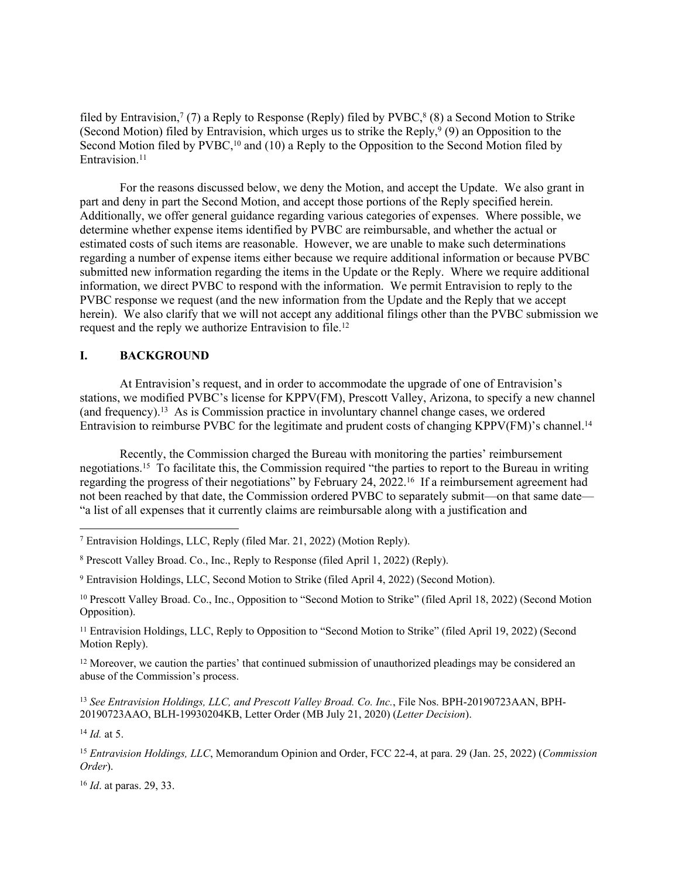filed by Entravision,[7] (7) a Reply to Response (Reply) filed by PVBC,[8] (8) a Second Motion to Strike (Second Motion) filed by Entravision, which urges us to strike the Reply,[9] (9) an Opposition to the Second Motion filed by PVBC,[10] and (10) a Reply to the Opposition to the Second Motion filed by Entravision.[11]

For the reasons discussed below, we deny the Motion, and accept the Update. We also grant in part and deny in part the Second Motion, and accept those portions of the Reply specified herein. Additionally, we offer general guidance regarding various categories of expenses. Where possible, we determine whether expense items identified by PVBC are reimbursable, and whether the actual or estimated costs of such items are reasonable. However, we are unable to make such determinations regarding a number of expense items either because we require additional information or because PVBC submitted new information regarding the items in the Update or the Reply. Where we require additional information, we direct PVBC to respond with the information. We permit Entravision to reply to the PVBC response we request (and the new information from the Update and the Reply that we accept herein). We also clarify that we will not accept any additional filings other than the PVBC submission we request and the reply we authorize Entravision to file.[12]

## I. BACKGROUND

At Entravision's request, and in order to accommodate the upgrade of one of Entravision's stations, we modified PVBC's license for KPPV(FM), Prescott Valley, Arizona, to specify a new channel (and frequency).[13] As is Commission practice in involuntary channel change cases, we ordered Entravision to reimburse PVBC for the legitimate and prudent costs of changing KPPV(FM)'s channel.[14]

Recently, the Commission charged the Bureau with monitoring the parties' reimbursement negotiations.[15] To facilitate this, the Commission required "the parties to report to the Bureau in writing regarding the progress of their negotiations" by February 24, 2022.[16] If a reimbursement agreement had not been reached by that date, the Commission ordered PVBC to separately submit—on that same date—"a list of all expenses that it currently claims are reimbursable along with a justification and

---

[7] Entravision Holdings, LLC, Reply (filed Mar. 21, 2022) (Motion Reply).

[8] Prescott Valley Broad. Co., Inc., Reply to Response (filed April 1, 2022) (Reply).

[9] Entravision Holdings, LLC, Second Motion to Strike (filed April 4, 2022) (Second Motion).

[10] Prescott Valley Broad. Co., Inc., Opposition to "Second Motion to Strike" (filed April 18, 2022) (Second Motion Opposition).

[11] Entravision Holdings, LLC, Reply to Opposition to "Second Motion to Strike" (filed April 19, 2022) (Second Motion Reply).

[12] Moreover, we caution the parties' that continued submission of unauthorized pleadings may be considered an abuse of the Commission's process.

[13] *See Entravision Holdings, LLC, and Prescott Valley Broad. Co. Inc.*, File Nos. BPH-20190723AAN, BPH-20190723AAO, BLH-19930204KB, Letter Order (MB July 21, 2020) (*Letter Decision*).

[14] *Id.* at 5.

[15] *Entravision Holdings, LLC*, Memorandum Opinion and Order, FCC 22-4, at para. 29 (Jan. 25, 2022) (*Commission Order*).

[16] *Id*. at paras. 29, 33.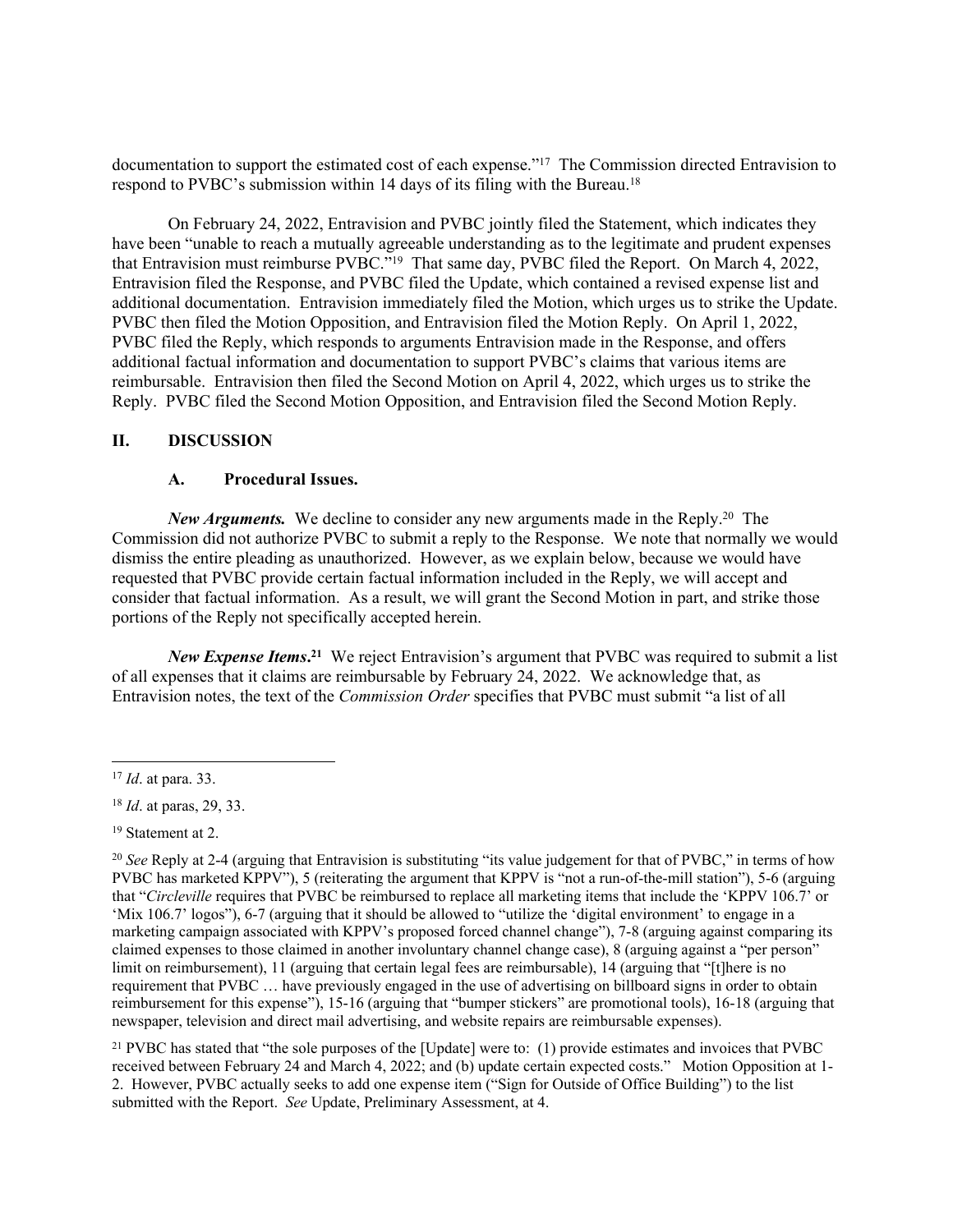documentation to support the estimated cost of each expense."[17] The Commission directed Entravision to respond to PVBC's submission within 14 days of its filing with the Bureau.[18]

On February 24, 2022, Entravision and PVBC jointly filed the Statement, which indicates they have been "unable to reach a mutually agreeable understanding as to the legitimate and prudent expenses that Entravision must reimburse PVBC."[19] That same day, PVBC filed the Report. On March 4, 2022, Entravision filed the Response, and PVBC filed the Update, which contained a revised expense list and additional documentation. Entravision immediately filed the Motion, which urges us to strike the Update. PVBC then filed the Motion Opposition, and Entravision filed the Motion Reply. On April 1, 2022, PVBC filed the Reply, which responds to arguments Entravision made in the Response, and offers additional factual information and documentation to support PVBC's claims that various items are reimbursable. Entravision then filed the Second Motion on April 4, 2022, which urges us to strike the Reply. PVBC filed the Second Motion Opposition, and Entravision filed the Second Motion Reply.

## II. DISCUSSION

### A. Procedural Issues.

***New Arguments.*** We decline to consider any new arguments made in the Reply.[20] The Commission did not authorize PVBC to submit a reply to the Response. We note that normally we would dismiss the entire pleading as unauthorized. However, as we explain below, because we would have requested that PVBC provide certain factual information included in the Reply, we will accept and consider that factual information. As a result, we will grant the Second Motion in part, and strike those portions of the Reply not specifically accepted herein.

***New Expense Items*.**[21] We reject Entravision's argument that PVBC was required to submit a list of all expenses that it claims are reimbursable by February 24, 2022. We acknowledge that, as Entravision notes, the text of the *Commission Order* specifies that PVBC must submit "a list of all

---

[17] *Id*. at para. 33.

[18] *Id*. at paras, 29, 33.

[19] Statement at 2.

[20] *See* Reply at 2-4 (arguing that Entravision is substituting "its value judgement for that of PVBC," in terms of how PVBC has marketed KPPV"), 5 (reiterating the argument that KPPV is "not a run-of-the-mill station"), 5-6 (arguing that "*Circleville* requires that PVBC be reimbursed to replace all marketing items that include the 'KPPV 106.7' or 'Mix 106.7' logos"), 6-7 (arguing that it should be allowed to "utilize the 'digital environment' to engage in a marketing campaign associated with KPPV's proposed forced channel change"), 7-8 (arguing against comparing its claimed expenses to those claimed in another involuntary channel change case), 8 (arguing against a "per person" limit on reimbursement), 11 (arguing that certain legal fees are reimbursable), 14 (arguing that "[t]here is no requirement that PVBC … have previously engaged in the use of advertising on billboard signs in order to obtain reimbursement for this expense"), 15-16 (arguing that "bumper stickers" are promotional tools), 16-18 (arguing that newspaper, television and direct mail advertising, and website repairs are reimbursable expenses).

[21] PVBC has stated that "the sole purposes of the [Update] were to: (1) provide estimates and invoices that PVBC received between February 24 and March 4, 2022; and (b) update certain expected costs." Motion Opposition at 1-2. However, PVBC actually seeks to add one expense item ("Sign for Outside of Office Building") to the list submitted with the Report. *See* Update, Preliminary Assessment, at 4.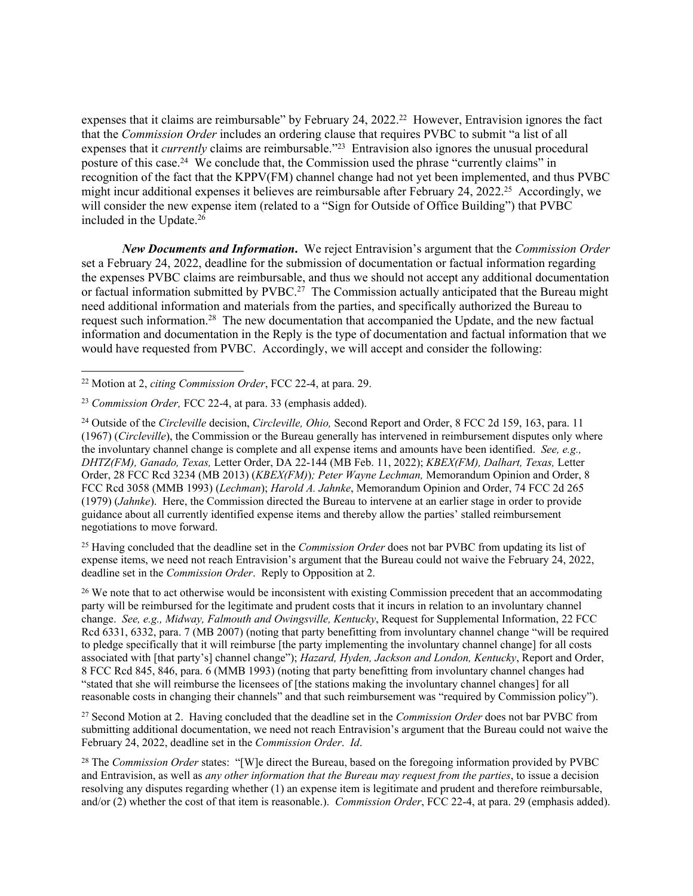expenses that it claims are reimbursable" by February 24, 2022.[22] However, Entravision ignores the fact that the *Commission Order* includes an ordering clause that requires PVBC to submit "a list of all expenses that it *currently* claims are reimbursable."[23] Entravision also ignores the unusual procedural posture of this case.[24] We conclude that, the Commission used the phrase "currently claims" in recognition of the fact that the KPPV(FM) channel change had not yet been implemented, and thus PVBC might incur additional expenses it believes are reimbursable after February 24, 2022.[25] Accordingly, we will consider the new expense item (related to a "Sign for Outside of Office Building") that PVBC included in the Update.[26]

***New Documents and Information*.** We reject Entravision's argument that the *Commission Order* set a February 24, 2022, deadline for the submission of documentation or factual information regarding the expenses PVBC claims are reimbursable, and thus we should not accept any additional documentation or factual information submitted by PVBC.[27] The Commission actually anticipated that the Bureau might need additional information and materials from the parties, and specifically authorized the Bureau to request such information.[28] The new documentation that accompanied the Update, and the new factual information and documentation in the Reply is the type of documentation and factual information that we would have requested from PVBC. Accordingly, we will accept and consider the following:

---

[22] Motion at 2, *citing Commission Order*, FCC 22-4, at para. 29.

[23] *Commission Order,* FCC 22-4, at para. 33 (emphasis added).

[24] Outside of the *Circleville* decision, *Circleville, Ohio,* Second Report and Order, 8 FCC 2d 159, 163, para. 11 (1967) (*Circleville*), the Commission or the Bureau generally has intervened in reimbursement disputes only where the involuntary channel change is complete and all expense items and amounts have been identified. *See, e.g., DHTZ(FM), Ganado, Texas,* Letter Order, DA 22-144 (MB Feb. 11, 2022); *KBEX(FM), Dalhart, Texas,* Letter Order, 28 FCC Rcd 3234 (MB 2013) (*KBEX(FM)*)*; Peter Wayne Lechman,* Memorandum Opinion and Order, 8 FCC Rcd 3058 (MMB 1993) (*Lechman*); *Harold A. Jahnke*, Memorandum Opinion and Order, 74 FCC 2d 265 (1979) (*Jahnke*). Here, the Commission directed the Bureau to intervene at an earlier stage in order to provide guidance about all currently identified expense items and thereby allow the parties' stalled reimbursement negotiations to move forward.

[25] Having concluded that the deadline set in the *Commission Order* does not bar PVBC from updating its list of expense items, we need not reach Entravision's argument that the Bureau could not waive the February 24, 2022, deadline set in the *Commission Order*. Reply to Opposition at 2.

[26] We note that to act otherwise would be inconsistent with existing Commission precedent that an accommodating party will be reimbursed for the legitimate and prudent costs that it incurs in relation to an involuntary channel change. *See, e.g., Midway, Falmouth and Owingsville, Kentucky*, Request for Supplemental Information, 22 FCC Rcd 6331, 6332, para. 7 (MB 2007) (noting that party benefitting from involuntary channel change "will be required to pledge specifically that it will reimburse [the party implementing the involuntary channel change] for all costs associated with [that party's] channel change"); *Hazard, Hyden, Jackson and London, Kentucky*, Report and Order, 8 FCC Rcd 845, 846, para. 6 (MMB 1993) (noting that party benefitting from involuntary channel changes had "stated that she will reimburse the licensees of [the stations making the involuntary channel changes] for all reasonable costs in changing their channels" and that such reimbursement was "required by Commission policy").

[27] Second Motion at 2. Having concluded that the deadline set in the *Commission Order* does not bar PVBC from submitting additional documentation, we need not reach Entravision's argument that the Bureau could not waive the February 24, 2022, deadline set in the *Commission Order*. *Id*.

[28] The *Commission Order* states: "[W]e direct the Bureau, based on the foregoing information provided by PVBC and Entravision, as well as *any other information that the Bureau may request from the parties*, to issue a decision resolving any disputes regarding whether (1) an expense item is legitimate and prudent and therefore reimbursable, and/or (2) whether the cost of that item is reasonable.). *Commission Order*, FCC 22-4, at para. 29 (emphasis added).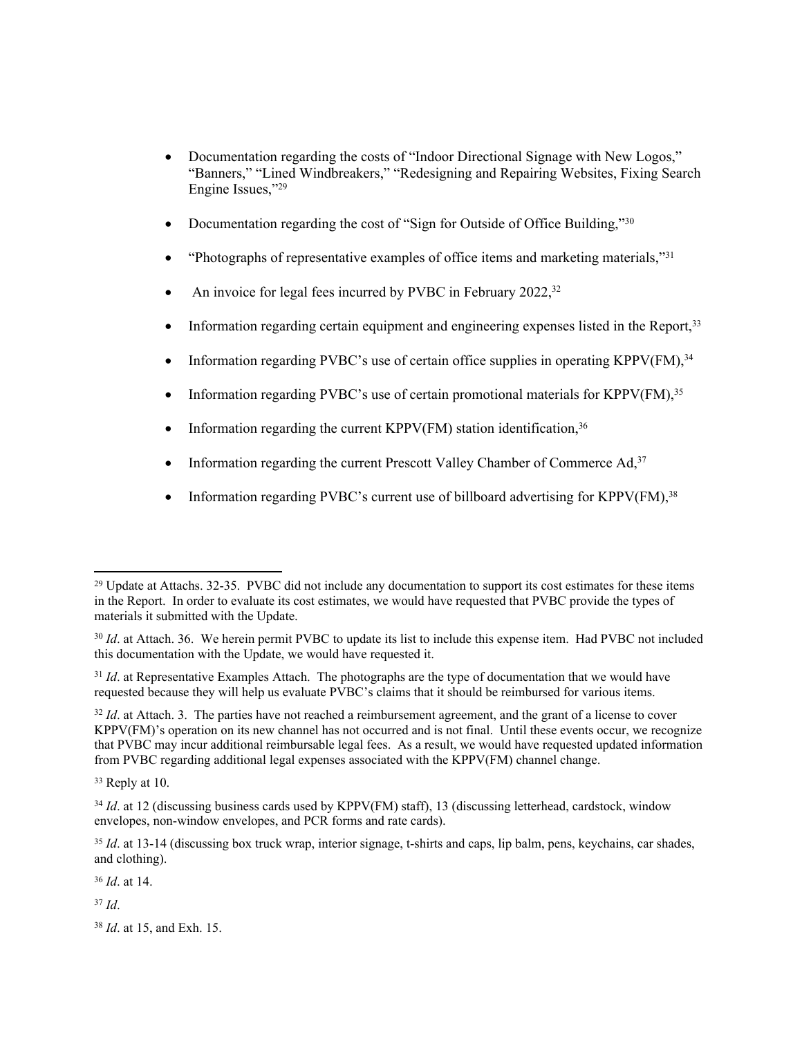- Documentation regarding the costs of "Indoor Directional Signage with New Logos," "Banners," "Lined Windbreakers," "Redesigning and Repairing Websites, Fixing Search Engine Issues,"[29]
- Documentation regarding the cost of "Sign for Outside of Office Building,"[30]
- "Photographs of representative examples of office items and marketing materials,"[31]
- An invoice for legal fees incurred by PVBC in February 2022,[32]
- Information regarding certain equipment and engineering expenses listed in the Report,[33]
- Information regarding PVBC's use of certain office supplies in operating KPPV(FM),[34]
- Information regarding PVBC's use of certain promotional materials for KPPV(FM),[35]
- Information regarding the current KPPV(FM) station identification,[36]
- Information regarding the current Prescott Valley Chamber of Commerce Ad,[37]
- Information regarding PVBC's current use of billboard advertising for KPPV(FM),[38]

---

[29] Update at Attachs. 32-35. PVBC did not include any documentation to support its cost estimates for these items in the Report. In order to evaluate its cost estimates, we would have requested that PVBC provide the types of materials it submitted with the Update.

[30] *Id*. at Attach. 36. We herein permit PVBC to update its list to include this expense item. Had PVBC not included this documentation with the Update, we would have requested it.

[31] *Id*. at Representative Examples Attach. The photographs are the type of documentation that we would have requested because they will help us evaluate PVBC's claims that it should be reimbursed for various items.

[32] *Id*. at Attach. 3. The parties have not reached a reimbursement agreement, and the grant of a license to cover KPPV(FM)'s operation on its new channel has not occurred and is not final. Until these events occur, we recognize that PVBC may incur additional reimbursable legal fees. As a result, we would have requested updated information from PVBC regarding additional legal expenses associated with the KPPV(FM) channel change.

[33] Reply at 10.

[34] *Id*. at 12 (discussing business cards used by KPPV(FM) staff), 13 (discussing letterhead, cardstock, window envelopes, non-window envelopes, and PCR forms and rate cards).

[35] *Id*. at 13-14 (discussing box truck wrap, interior signage, t-shirts and caps, lip balm, pens, keychains, car shades, and clothing).

[36] *Id*. at 14.

[37] *Id*.

[38] *Id*. at 15, and Exh. 15.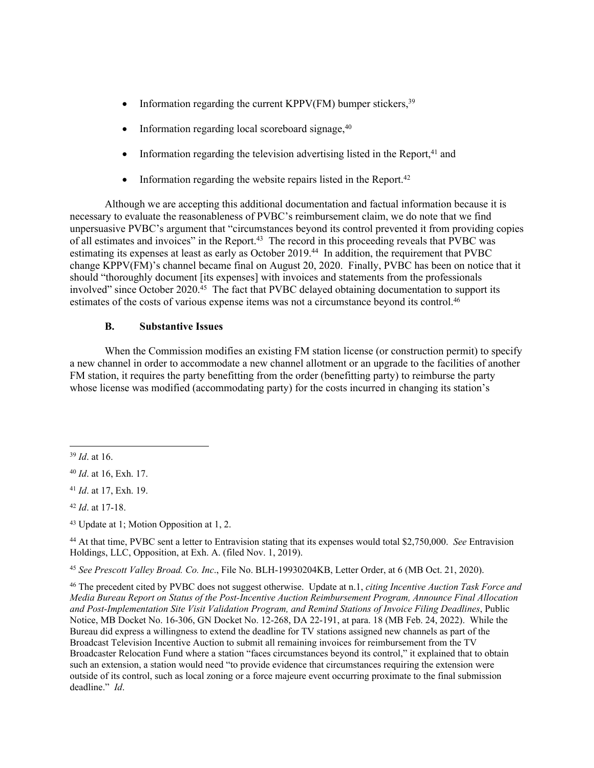- Information regarding the current KPPV(FM) bumper stickers,[39]
- Information regarding local scoreboard signage,[40]
- Information regarding the television advertising listed in the Report,[41] and
- Information regarding the website repairs listed in the Report.[42]

Although we are accepting this additional documentation and factual information because it is necessary to evaluate the reasonableness of PVBC's reimbursement claim, we do note that we find unpersuasive PVBC's argument that "circumstances beyond its control prevented it from providing copies of all estimates and invoices" in the Report.[43] The record in this proceeding reveals that PVBC was estimating its expenses at least as early as October 2019.[44] In addition, the requirement that PVBC change KPPV(FM)'s channel became final on August 20, 2020. Finally, PVBC has been on notice that it should "thoroughly document [its expenses] with invoices and statements from the professionals involved" since October 2020.[45] The fact that PVBC delayed obtaining documentation to support its estimates of the costs of various expense items was not a circumstance beyond its control.[46]

### B. Substantive Issues

When the Commission modifies an existing FM station license (or construction permit) to specify a new channel in order to accommodate a new channel allotment or an upgrade to the facilities of another FM station, it requires the party benefitting from the order (benefitting party) to reimburse the party whose license was modified (accommodating party) for the costs incurred in changing its station's

---

[39] *Id*. at 16.

[40] *Id*. at 16, Exh. 17.

[41] *Id*. at 17, Exh. 19.

[42] *Id*. at 17-18.

[43] Update at 1; Motion Opposition at 1, 2.

[44] At that time, PVBC sent a letter to Entravision stating that its expenses would total $2,750,000. *See* Entravision Holdings, LLC, Opposition, at Exh. A. (filed Nov. 1, 2019).

[45] *See Prescott Valley Broad. Co. Inc*., File No. BLH-19930204KB, Letter Order, at 6 (MB Oct. 21, 2020).

[46] The precedent cited by PVBC does not suggest otherwise. Update at n.1, *citing Incentive Auction Task Force and Media Bureau Report on Status of the Post-Incentive Auction Reimbursement Program, Announce Final Allocation and Post-Implementation Site Visit Validation Program, and Remind Stations of Invoice Filing Deadlines*, Public Notice, MB Docket No. 16-306, GN Docket No. 12-268, DA 22-191, at para. 18 (MB Feb. 24, 2022). While the Bureau did express a willingness to extend the deadline for TV stations assigned new channels as part of the Broadcast Television Incentive Auction to submit all remaining invoices for reimbursement from the TV Broadcaster Relocation Fund where a station "faces circumstances beyond its control," it explained that to obtain such an extension, a station would need "to provide evidence that circumstances requiring the extension were outside of its control, such as local zoning or a force majeure event occurring proximate to the final submission deadline." *Id*.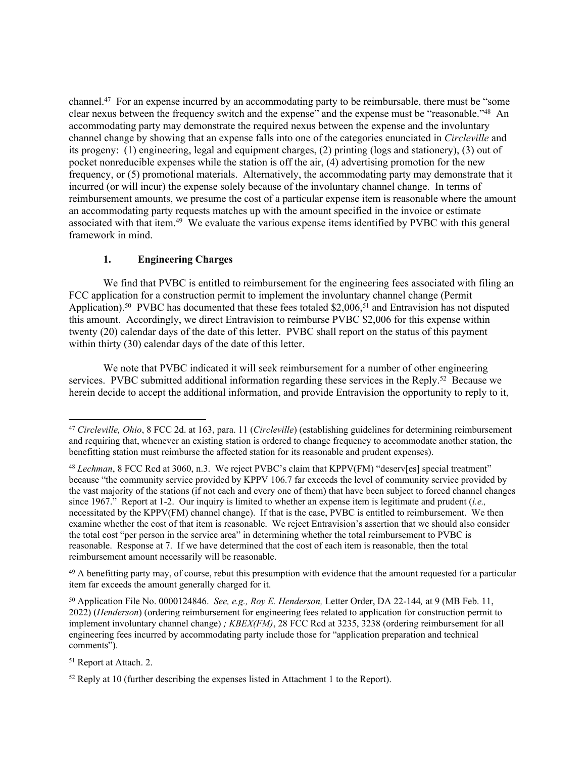channel.[47] For an expense incurred by an accommodating party to be reimbursable, there must be "some clear nexus between the frequency switch and the expense" and the expense must be "reasonable."[48] An accommodating party may demonstrate the required nexus between the expense and the involuntary channel change by showing that an expense falls into one of the categories enunciated in *Circleville* and its progeny: (1) engineering, legal and equipment charges, (2) printing (logs and stationery), (3) out of pocket nonreducible expenses while the station is off the air, (4) advertising promotion for the new frequency, or (5) promotional materials. Alternatively, the accommodating party may demonstrate that it incurred (or will incur) the expense solely because of the involuntary channel change. In terms of reimbursement amounts, we presume the cost of a particular expense item is reasonable where the amount an accommodating party requests matches up with the amount specified in the invoice or estimate associated with that item.[49] We evaluate the various expense items identified by PVBC with this general framework in mind.

### 1. Engineering Charges

We find that PVBC is entitled to reimbursement for the engineering fees associated with filing an FCC application for a construction permit to implement the involuntary channel change (Permit Application).[50] PVBC has documented that these fees totaled $2,006,[51] and Entravision has not disputed this amount. Accordingly, we direct Entravision to reimburse PVBC $2,006 for this expense within twenty (20) calendar days of the date of this letter. PVBC shall report on the status of this payment within thirty (30) calendar days of the date of this letter.

We note that PVBC indicated it will seek reimbursement for a number of other engineering services. PVBC submitted additional information regarding these services in the Reply.[52] Because we herein decide to accept the additional information, and provide Entravision the opportunity to reply to it,

---

[47] *Circleville, Ohio*, 8 FCC 2d. at 163, para. 11 (*Circleville*) (establishing guidelines for determining reimbursement and requiring that, whenever an existing station is ordered to change frequency to accommodate another station, the benefitting station must reimburse the affected station for its reasonable and prudent expenses).

[48] *Lechman*, 8 FCC Rcd at 3060, n.3. We reject PVBC's claim that KPPV(FM) "deserv[es] special treatment" because "the community service provided by KPPV 106.7 far exceeds the level of community service provided by the vast majority of the stations (if not each and every one of them) that have been subject to forced channel changes since 1967." Report at 1-2. Our inquiry is limited to whether an expense item is legitimate and prudent (*i.e.,* necessitated by the KPPV(FM) channel change). If that is the case, PVBC is entitled to reimbursement. We then examine whether the cost of that item is reasonable. We reject Entravision's assertion that we should also consider the total cost "per person in the service area" in determining whether the total reimbursement to PVBC is reasonable. Response at 7. If we have determined that the cost of each item is reasonable, then the total reimbursement amount necessarily will be reasonable.

[49] A benefitting party may, of course, rebut this presumption with evidence that the amount requested for a particular item far exceeds the amount generally charged for it.

[50] Application File No. 0000124846. *See, e.g., Roy E. Henderson,* Letter Order, DA 22-144*,* at 9 (MB Feb. 11, 2022) (*Henderson*) (ordering reimbursement for engineering fees related to application for construction permit to implement involuntary channel change) *; KBEX(FM)*, 28 FCC Rcd at 3235, 3238 (ordering reimbursement for all engineering fees incurred by accommodating party include those for "application preparation and technical comments").

[51] Report at Attach. 2.

[52] Reply at 10 (further describing the expenses listed in Attachment 1 to the Report).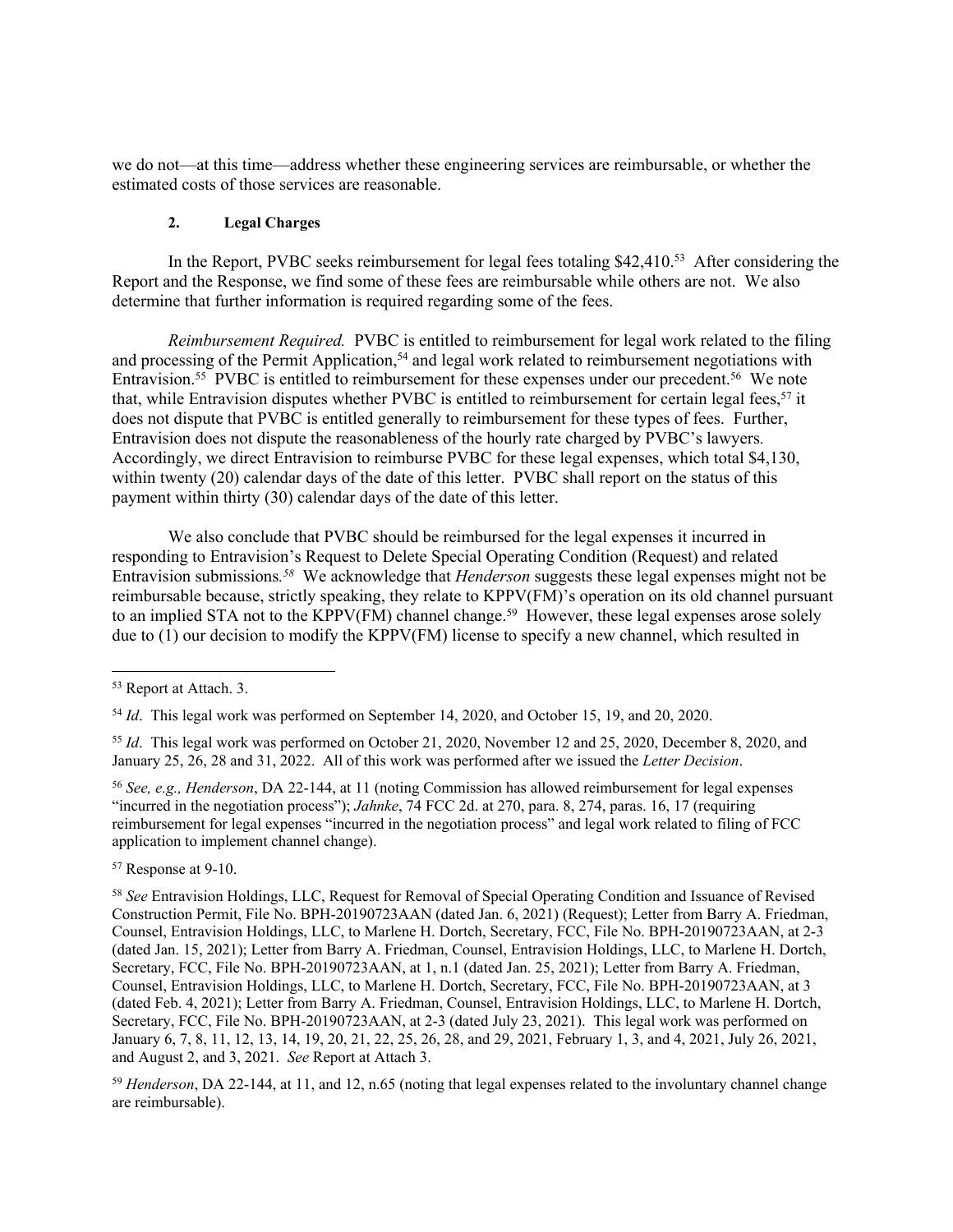we do not—at this time—address whether these engineering services are reimbursable, or whether the estimated costs of those services are reasonable.

### 2. Legal Charges

In the Report, PVBC seeks reimbursement for legal fees totaling $42,410.[53] After considering the Report and the Response, we find some of these fees are reimbursable while others are not. We also determine that further information is required regarding some of the fees.

*Reimbursement Required.* PVBC is entitled to reimbursement for legal work related to the filing and processing of the Permit Application,[54] and legal work related to reimbursement negotiations with Entravision.[55] PVBC is entitled to reimbursement for these expenses under our precedent.[56] We note that, while Entravision disputes whether PVBC is entitled to reimbursement for certain legal fees,[57] it does not dispute that PVBC is entitled generally to reimbursement for these types of fees. Further, Entravision does not dispute the reasonableness of the hourly rate charged by PVBC's lawyers. Accordingly, we direct Entravision to reimburse PVBC for these legal expenses, which total $4,130, within twenty (20) calendar days of the date of this letter. PVBC shall report on the status of this payment within thirty (30) calendar days of the date of this letter.

We also conclude that PVBC should be reimbursed for the legal expenses it incurred in responding to Entravision's Request to Delete Special Operating Condition (Request) and related Entravision submissions.[58] We acknowledge that *Henderson* suggests these legal expenses might not be reimbursable because, strictly speaking, they relate to KPPV(FM)'s operation on its old channel pursuant to an implied STA not to the KPPV(FM) channel change.[59] However, these legal expenses arose solely due to (1) our decision to modify the KPPV(FM) license to specify a new channel, which resulted in

---

[53] Report at Attach. 3.

[54] *Id*. This legal work was performed on September 14, 2020, and October 15, 19, and 20, 2020.

[55] *Id*. This legal work was performed on October 21, 2020, November 12 and 25, 2020, December 8, 2020, and January 25, 26, 28 and 31, 2022. All of this work was performed after we issued the *Letter Decision*.

[56] *See, e.g., Henderson*, DA 22-144, at 11 (noting Commission has allowed reimbursement for legal expenses "incurred in the negotiation process"); *Jahnke*, 74 FCC 2d. at 270, para. 8, 274, paras. 16, 17 (requiring reimbursement for legal expenses "incurred in the negotiation process" and legal work related to filing of FCC application to implement channel change).

[57] Response at 9-10.

[58] *See* Entravision Holdings, LLC, Request for Removal of Special Operating Condition and Issuance of Revised Construction Permit, File No. BPH-20190723AAN (dated Jan. 6, 2021) (Request); Letter from Barry A. Friedman, Counsel, Entravision Holdings, LLC, to Marlene H. Dortch, Secretary, FCC, File No. BPH-20190723AAN, at 2-3 (dated Jan. 15, 2021); Letter from Barry A. Friedman, Counsel, Entravision Holdings, LLC, to Marlene H. Dortch, Secretary, FCC, File No. BPH-20190723AAN, at 1, n.1 (dated Jan. 25, 2021); Letter from Barry A. Friedman, Counsel, Entravision Holdings, LLC, to Marlene H. Dortch, Secretary, FCC, File No. BPH-20190723AAN, at 3 (dated Feb. 4, 2021); Letter from Barry A. Friedman, Counsel, Entravision Holdings, LLC, to Marlene H. Dortch, Secretary, FCC, File No. BPH-20190723AAN, at 2-3 (dated July 23, 2021). This legal work was performed on January 6, 7, 8, 11, 12, 13, 14, 19, 20, 21, 22, 25, 26, 28, and 29, 2021, February 1, 3, and 4, 2021, July 26, 2021, and August 2, and 3, 2021. *See* Report at Attach 3.

[59] *Henderson*, DA 22-144, at 11, and 12, n.65 (noting that legal expenses related to the involuntary channel change are reimbursable).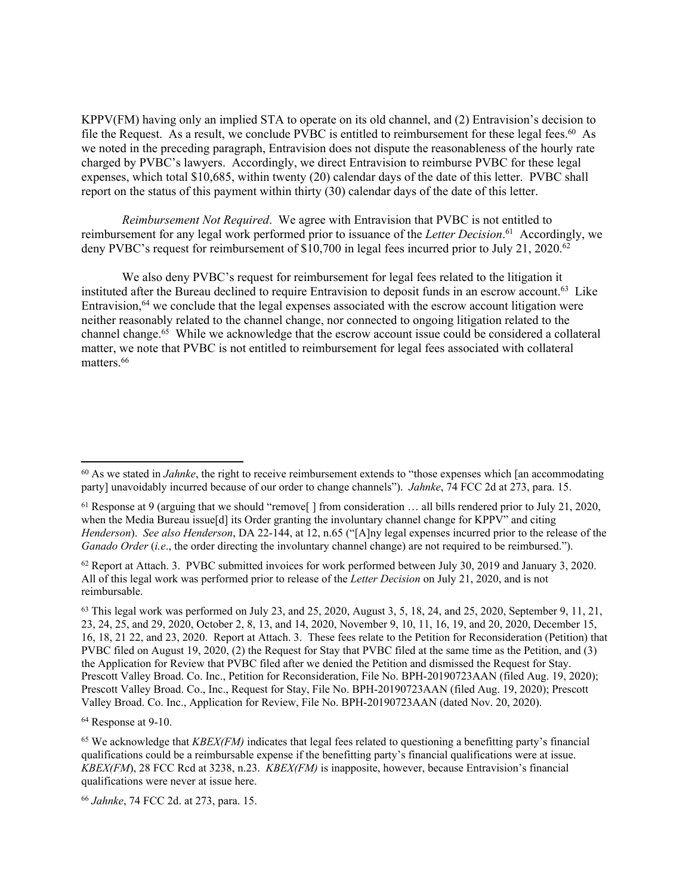KPPV(FM) having only an implied STA to operate on its old channel, and (2) Entravision's decision to file the Request. As a result, we conclude PVBC is entitled to reimbursement for these legal fees.[60] As we noted in the preceding paragraph, Entravision does not dispute the reasonableness of the hourly rate charged by PVBC's lawyers. Accordingly, we direct Entravision to reimburse PVBC for these legal expenses, which total $10,685, within twenty (20) calendar days of the date of this letter. PVBC shall report on the status of this payment within thirty (30) calendar days of the date of this letter.

*Reimbursement Not Required*. We agree with Entravision that PVBC is not entitled to reimbursement for any legal work performed prior to issuance of the *Letter Decision*.[61] Accordingly, we deny PVBC's request for reimbursement of $10,700 in legal fees incurred prior to July 21, 2020.[62]

We also deny PVBC's request for reimbursement for legal fees related to the litigation it instituted after the Bureau declined to require Entravision to deposit funds in an escrow account.[63] Like Entravision,[64] we conclude that the legal expenses associated with the escrow account litigation were neither reasonably related to the channel change, nor connected to ongoing litigation related to the channel change.[65] While we acknowledge that the escrow account issue could be considered a collateral matter, we note that PVBC is not entitled to reimbursement for legal fees associated with collateral matters.[66]

---

[60] As we stated in *Jahnke*, the right to receive reimbursement extends to "those expenses which [an accommodating party] unavoidably incurred because of our order to change channels"). *Jahnke*, 74 FCC 2d at 273, para. 15.

[61] Response at 9 (arguing that we should "remove[ ] from consideration … all bills rendered prior to July 21, 2020, when the Media Bureau issue[d] its Order granting the involuntary channel change for KPPV" and citing *Henderson*). *See also Henderson*, DA 22-144, at 12, n.65 ("[A]ny legal expenses incurred prior to the release of the *Ganado Order* (*i.e*., the order directing the involuntary channel change) are not required to be reimbursed.").

[62] Report at Attach. 3. PVBC submitted invoices for work performed between July 30, 2019 and January 3, 2020. All of this legal work was performed prior to release of the *Letter Decision* on July 21, 2020, and is not reimbursable.

[63] This legal work was performed on July 23, and 25, 2020, August 3, 5, 18, 24, and 25, 2020, September 9, 11, 21, 23, 24, 25, and 29, 2020, October 2, 8, 13, and 14, 2020, November 9, 10, 11, 16, 19, and 20, 2020, December 15, 16, 18, 21 22, and 23, 2020. Report at Attach. 3. These fees relate to the Petition for Reconsideration (Petition) that PVBC filed on August 19, 2020, (2) the Request for Stay that PVBC filed at the same time as the Petition, and (3) the Application for Review that PVBC filed after we denied the Petition and dismissed the Request for Stay. Prescott Valley Broad. Co. Inc., Petition for Reconsideration, File No. BPH-20190723AAN (filed Aug. 19, 2020); Prescott Valley Broad. Co., Inc., Request for Stay, File No. BPH-20190723AAN (filed Aug. 19, 2020); Prescott Valley Broad. Co. Inc., Application for Review, File No. BPH-20190723AAN (dated Nov. 20, 2020).

[64] Response at 9-10.

[65] We acknowledge that *KBEX(FM)* indicates that legal fees related to questioning a benefitting party's financial qualifications could be a reimbursable expense if the benefitting party's financial qualifications were at issue. *KBEX(FM*), 28 FCC Rcd at 3238, n.23. *KBEX(FM)* is inapposite, however, because Entravision's financial qualifications were never at issue here.

[66] *Jahnke*, 74 FCC 2d. at 273, para. 15.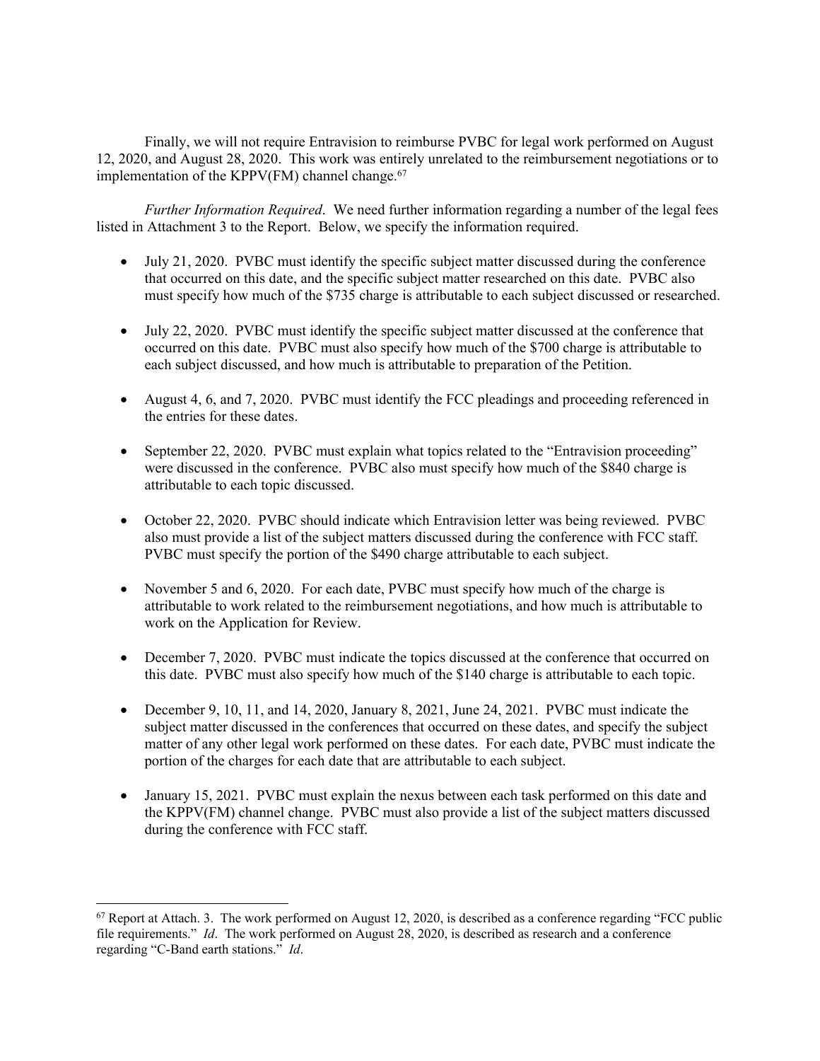Finally, we will not require Entravision to reimburse PVBC for legal work performed on August 12, 2020, and August 28, 2020. This work was entirely unrelated to the reimbursement negotiations or to implementation of the KPPV(FM) channel change.[67]

*Further Information Required*. We need further information regarding a number of the legal fees listed in Attachment 3 to the Report. Below, we specify the information required.

- July 21, 2020. PVBC must identify the specific subject matter discussed during the conference that occurred on this date, and the specific subject matter researched on this date. PVBC also must specify how much of the $735 charge is attributable to each subject discussed or researched.

- July 22, 2020. PVBC must identify the specific subject matter discussed at the conference that occurred on this date. PVBC must also specify how much of the $700 charge is attributable to each subject discussed, and how much is attributable to preparation of the Petition.

- August 4, 6, and 7, 2020. PVBC must identify the FCC pleadings and proceeding referenced in the entries for these dates.

- September 22, 2020. PVBC must explain what topics related to the "Entravision proceeding" were discussed in the conference. PVBC also must specify how much of the $840 charge is attributable to each topic discussed.

- October 22, 2020. PVBC should indicate which Entravision letter was being reviewed. PVBC also must provide a list of the subject matters discussed during the conference with FCC staff. PVBC must specify the portion of the $490 charge attributable to each subject.

- November 5 and 6, 2020. For each date, PVBC must specify how much of the charge is attributable to work related to the reimbursement negotiations, and how much is attributable to work on the Application for Review.

- December 7, 2020. PVBC must indicate the topics discussed at the conference that occurred on this date. PVBC must also specify how much of the $140 charge is attributable to each topic.

- December 9, 10, 11, and 14, 2020, January 8, 2021, June 24, 2021. PVBC must indicate the subject matter discussed in the conferences that occurred on these dates, and specify the subject matter of any other legal work performed on these dates. For each date, PVBC must indicate the portion of the charges for each date that are attributable to each subject.

- January 15, 2021. PVBC must explain the nexus between each task performed on this date and the KPPV(FM) channel change. PVBC must also provide a list of the subject matters discussed during the conference with FCC staff.

---

[67] Report at Attach. 3. The work performed on August 12, 2020, is described as a conference regarding "FCC public file requirements." *Id*. The work performed on August 28, 2020, is described as research and a conference regarding "C-Band earth stations." *Id*.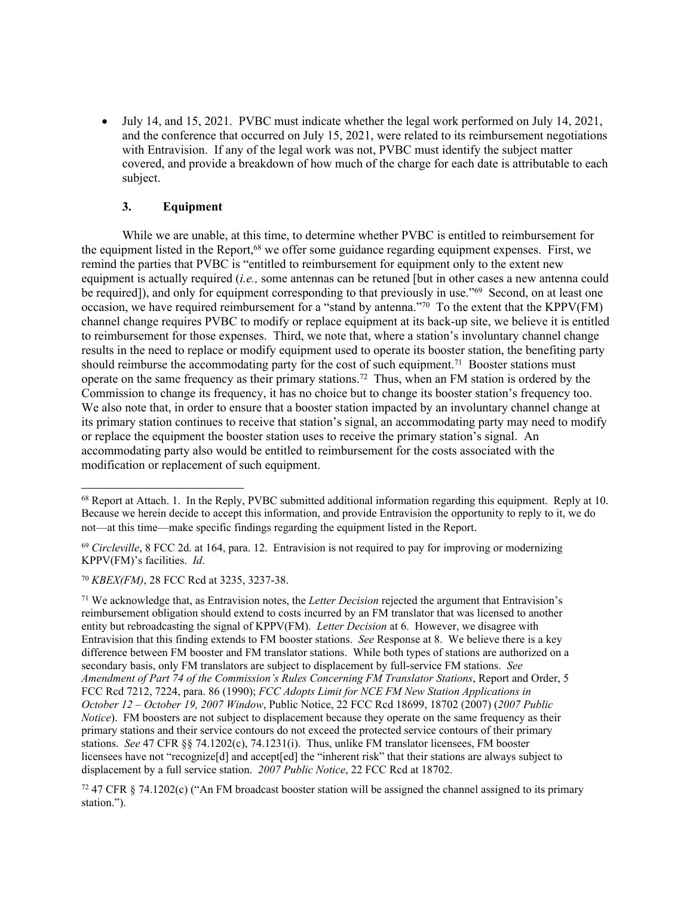- July 14, and 15, 2021. PVBC must indicate whether the legal work performed on July 14, 2021, and the conference that occurred on July 15, 2021, were related to its reimbursement negotiations with Entravision. If any of the legal work was not, PVBC must identify the subject matter covered, and provide a breakdown of how much of the charge for each date is attributable to each subject.

### 3. Equipment

While we are unable, at this time, to determine whether PVBC is entitled to reimbursement for the equipment listed in the Report,[68] we offer some guidance regarding equipment expenses. First, we remind the parties that PVBC is "entitled to reimbursement for equipment only to the extent new equipment is actually required (*i.e.,* some antennas can be retuned [but in other cases a new antenna could be required]), and only for equipment corresponding to that previously in use."[69] Second, on at least one occasion, we have required reimbursement for a "stand by antenna."[70] To the extent that the KPPV(FM) channel change requires PVBC to modify or replace equipment at its back-up site, we believe it is entitled to reimbursement for those expenses. Third, we note that, where a station's involuntary channel change results in the need to replace or modify equipment used to operate its booster station, the benefiting party should reimburse the accommodating party for the cost of such equipment.[71] Booster stations must operate on the same frequency as their primary stations.[72] Thus, when an FM station is ordered by the Commission to change its frequency, it has no choice but to change its booster station's frequency too. We also note that, in order to ensure that a booster station impacted by an involuntary channel change at its primary station continues to receive that station's signal, an accommodating party may need to modify or replace the equipment the booster station uses to receive the primary station's signal. An accommodating party also would be entitled to reimbursement for the costs associated with the modification or replacement of such equipment.

---

[68] Report at Attach. 1. In the Reply, PVBC submitted additional information regarding this equipment. Reply at 10. Because we herein decide to accept this information, and provide Entravision the opportunity to reply to it, we do not—at this time—make specific findings regarding the equipment listed in the Report.

[69] *Circleville*, 8 FCC 2d. at 164, para. 12. Entravision is not required to pay for improving or modernizing KPPV(FM)'s facilities. *Id*.

[70] *KBEX(FM)*, 28 FCC Rcd at 3235, 3237-38.

[71] We acknowledge that, as Entravision notes, the *Letter Decision* rejected the argument that Entravision's reimbursement obligation should extend to costs incurred by an FM translator that was licensed to another entity but rebroadcasting the signal of KPPV(FM). *Letter Decision* at 6. However, we disagree with Entravision that this finding extends to FM booster stations. *See* Response at 8. We believe there is a key difference between FM booster and FM translator stations. While both types of stations are authorized on a secondary basis, only FM translators are subject to displacement by full-service FM stations. *See Amendment of Part 74 of the Commission's Rules Concerning FM Translator Stations*, Report and Order, 5 FCC Rcd 7212, 7224, para. 86 (1990); *FCC Adopts Limit for NCE FM New Station Applications in October 12 – October 19, 2007 Window*, Public Notice, 22 FCC Rcd 18699, 18702 (2007) (*2007 Public Notice*). FM boosters are not subject to displacement because they operate on the same frequency as their primary stations and their service contours do not exceed the protected service contours of their primary stations. *See* 47 CFR §§ 74.1202(c), 74.1231(i). Thus, unlike FM translator licensees, FM booster licensees have not "recognize[d] and accept[ed] the "inherent risk" that their stations are always subject to displacement by a full service station. *2007 Public Notice*, 22 FCC Rcd at 18702.

[72] 47 CFR § 74.1202(c) ("An FM broadcast booster station will be assigned the channel assigned to its primary station.").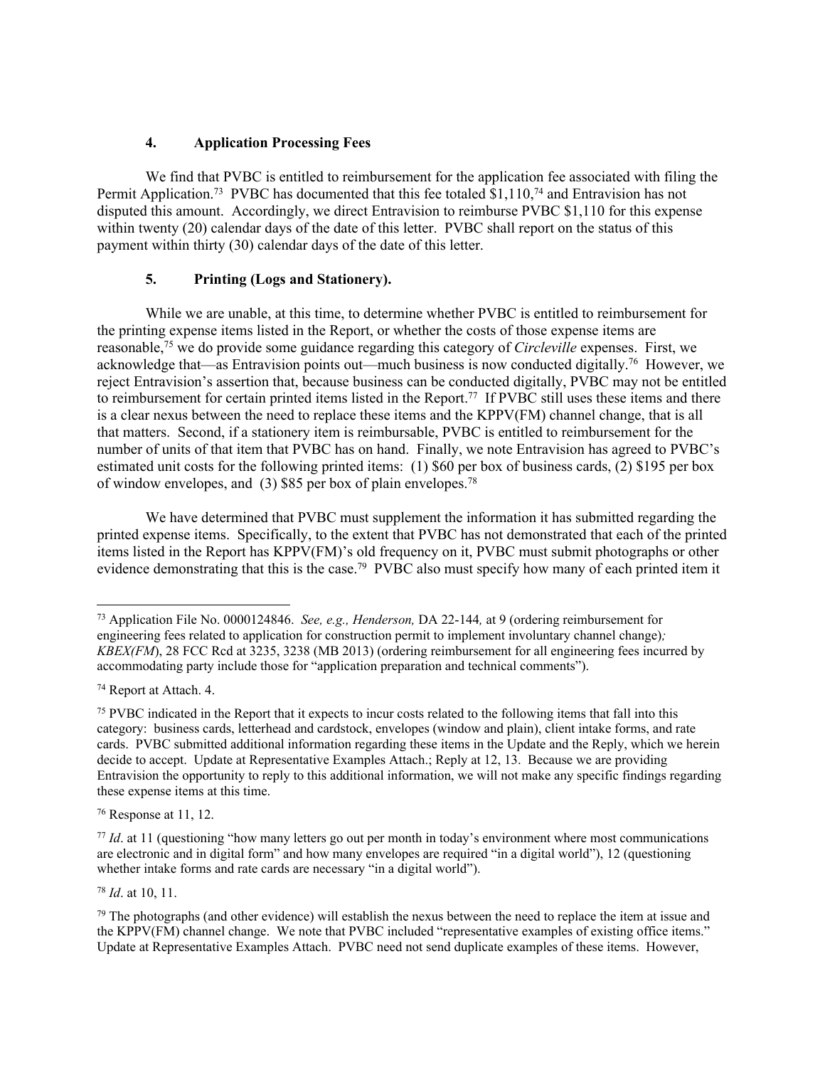### 4. Application Processing Fees

We find that PVBC is entitled to reimbursement for the application fee associated with filing the Permit Application.[73] PVBC has documented that this fee totaled $1,110,[74] and Entravision has not disputed this amount. Accordingly, we direct Entravision to reimburse PVBC $1,110 for this expense within twenty (20) calendar days of the date of this letter. PVBC shall report on the status of this payment within thirty (30) calendar days of the date of this letter.

### 5. Printing (Logs and Stationery).

While we are unable, at this time, to determine whether PVBC is entitled to reimbursement for the printing expense items listed in the Report, or whether the costs of those expense items are reasonable,[75] we do provide some guidance regarding this category of *Circleville* expenses. First, we acknowledge that—as Entravision points out—much business is now conducted digitally.[76] However, we reject Entravision's assertion that, because business can be conducted digitally, PVBC may not be entitled to reimbursement for certain printed items listed in the Report.[77] If PVBC still uses these items and there is a clear nexus between the need to replace these items and the KPPV(FM) channel change, that is all that matters. Second, if a stationery item is reimbursable, PVBC is entitled to reimbursement for the number of units of that item that PVBC has on hand. Finally, we note Entravision has agreed to PVBC's estimated unit costs for the following printed items: (1) $60 per box of business cards, (2) $195 per box of window envelopes, and (3) $85 per box of plain envelopes.[78]

We have determined that PVBC must supplement the information it has submitted regarding the printed expense items. Specifically, to the extent that PVBC has not demonstrated that each of the printed items listed in the Report has KPPV(FM)'s old frequency on it, PVBC must submit photographs or other evidence demonstrating that this is the case.[79] PVBC also must specify how many of each printed item it

---

[73] Application File No. 0000124846. *See, e.g., Henderson,* DA 22-144*,* at 9 (ordering reimbursement for engineering fees related to application for construction permit to implement involuntary channel change)*; KBEX(FM*), 28 FCC Rcd at 3235, 3238 (MB 2013) (ordering reimbursement for all engineering fees incurred by accommodating party include those for "application preparation and technical comments").

[74] Report at Attach. 4.

[75] PVBC indicated in the Report that it expects to incur costs related to the following items that fall into this category: business cards, letterhead and cardstock, envelopes (window and plain), client intake forms, and rate cards. PVBC submitted additional information regarding these items in the Update and the Reply, which we herein decide to accept. Update at Representative Examples Attach.; Reply at 12, 13. Because we are providing Entravision the opportunity to reply to this additional information, we will not make any specific findings regarding these expense items at this time.

[76] Response at 11, 12.

[77] *Id*. at 11 (questioning "how many letters go out per month in today's environment where most communications are electronic and in digital form" and how many envelopes are required "in a digital world"), 12 (questioning whether intake forms and rate cards are necessary "in a digital world").

[78] *Id*. at 10, 11.

[79] The photographs (and other evidence) will establish the nexus between the need to replace the item at issue and the KPPV(FM) channel change. We note that PVBC included "representative examples of existing office items." Update at Representative Examples Attach. PVBC need not send duplicate examples of these items. However,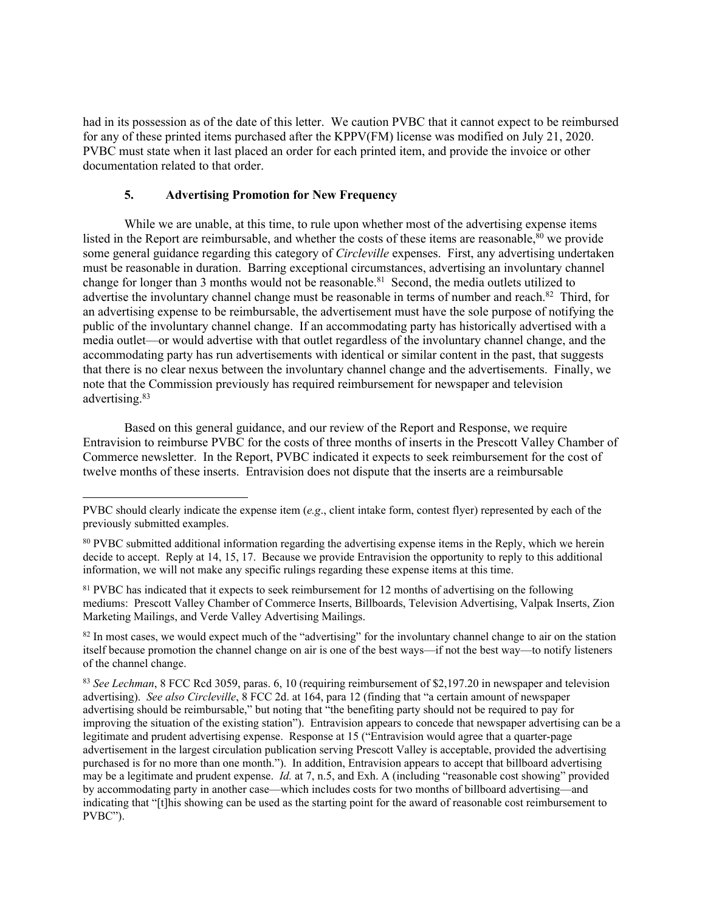had in its possession as of the date of this letter. We caution PVBC that it cannot expect to be reimbursed for any of these printed items purchased after the KPPV(FM) license was modified on July 21, 2020. PVBC must state when it last placed an order for each printed item, and provide the invoice or other documentation related to that order.

### 5. Advertising Promotion for New Frequency

While we are unable, at this time, to rule upon whether most of the advertising expense items listed in the Report are reimbursable, and whether the costs of these items are reasonable,[80] we provide some general guidance regarding this category of *Circleville* expenses. First, any advertising undertaken must be reasonable in duration. Barring exceptional circumstances, advertising an involuntary channel change for longer than 3 months would not be reasonable.[81] Second, the media outlets utilized to advertise the involuntary channel change must be reasonable in terms of number and reach.[82] Third, for an advertising expense to be reimbursable, the advertisement must have the sole purpose of notifying the public of the involuntary channel change. If an accommodating party has historically advertised with a media outlet—or would advertise with that outlet regardless of the involuntary channel change, and the accommodating party has run advertisements with identical or similar content in the past, that suggests that there is no clear nexus between the involuntary channel change and the advertisements. Finally, we note that the Commission previously has required reimbursement for newspaper and television advertising.[83]

Based on this general guidance, and our review of the Report and Response, we require Entravision to reimburse PVBC for the costs of three months of inserts in the Prescott Valley Chamber of Commerce newsletter. In the Report, PVBC indicated it expects to seek reimbursement for the cost of twelve months of these inserts. Entravision does not dispute that the inserts are a reimbursable

---

PVBC should clearly indicate the expense item (*e.g.*, client intake form, contest flyer) represented by each of the previously submitted examples.

[80] PVBC submitted additional information regarding the advertising expense items in the Reply, which we herein decide to accept. Reply at 14, 15, 17. Because we provide Entravision the opportunity to reply to this additional information, we will not make any specific rulings regarding these expense items at this time.

[81] PVBC has indicated that it expects to seek reimbursement for 12 months of advertising on the following mediums: Prescott Valley Chamber of Commerce Inserts, Billboards, Television Advertising, Valpak Inserts, Zion Marketing Mailings, and Verde Valley Advertising Mailings.

[82] In most cases, we would expect much of the "advertising" for the involuntary channel change to air on the station itself because promotion the channel change on air is one of the best ways—if not the best way—to notify listeners of the channel change.

[83] *See Lechman*, 8 FCC Rcd 3059, paras. 6, 10 (requiring reimbursement of $2,197.20 in newspaper and television advertising). *See also Circleville*, 8 FCC 2d. at 164, para 12 (finding that "a certain amount of newspaper advertising should be reimbursable," but noting that "the benefiting party should not be required to pay for improving the situation of the existing station"). Entravision appears to concede that newspaper advertising can be a legitimate and prudent advertising expense. Response at 15 ("Entravision would agree that a quarter-page advertisement in the largest circulation publication serving Prescott Valley is acceptable, provided the advertising purchased is for no more than one month."). In addition, Entravision appears to accept that billboard advertising may be a legitimate and prudent expense. *Id.* at 7, n.5, and Exh. A (including "reasonable cost showing" provided by accommodating party in another case—which includes costs for two months of billboard advertising—and indicating that "[t]his showing can be used as the starting point for the award of reasonable cost reimbursement to PVBC").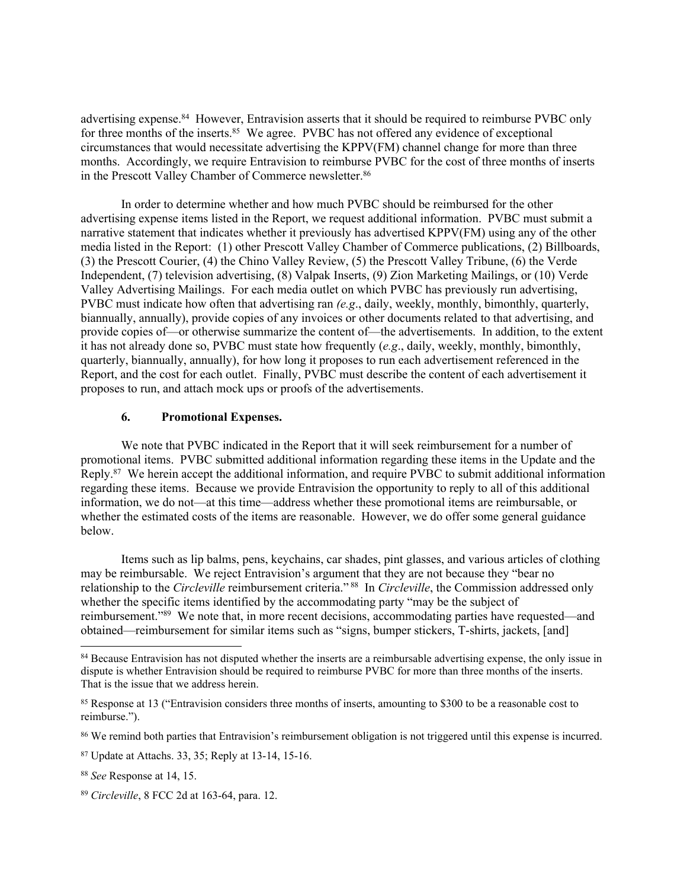advertising expense.[84] However, Entravision asserts that it should be required to reimburse PVBC only for three months of the inserts.[85] We agree. PVBC has not offered any evidence of exceptional circumstances that would necessitate advertising the KPPV(FM) channel change for more than three months. Accordingly, we require Entravision to reimburse PVBC for the cost of three months of inserts in the Prescott Valley Chamber of Commerce newsletter.[86]

In order to determine whether and how much PVBC should be reimbursed for the other advertising expense items listed in the Report, we request additional information. PVBC must submit a narrative statement that indicates whether it previously has advertised KPPV(FM) using any of the other media listed in the Report: (1) other Prescott Valley Chamber of Commerce publications, (2) Billboards, (3) the Prescott Courier, (4) the Chino Valley Review, (5) the Prescott Valley Tribune, (6) the Verde Independent, (7) television advertising, (8) Valpak Inserts, (9) Zion Marketing Mailings, or (10) Verde Valley Advertising Mailings. For each media outlet on which PVBC has previously run advertising, PVBC must indicate how often that advertising ran *(e.g*., daily, weekly, monthly, bimonthly, quarterly, biannually, annually), provide copies of any invoices or other documents related to that advertising, and provide copies of—or otherwise summarize the content of—the advertisements. In addition, to the extent it has not already done so, PVBC must state how frequently (*e.g*., daily, weekly, monthly, bimonthly, quarterly, biannually, annually), for how long it proposes to run each advertisement referenced in the Report, and the cost for each outlet. Finally, PVBC must describe the content of each advertisement it proposes to run, and attach mock ups or proofs of the advertisements.

### 6. Promotional Expenses.

We note that PVBC indicated in the Report that it will seek reimbursement for a number of promotional items. PVBC submitted additional information regarding these items in the Update and the Reply.[87] We herein accept the additional information, and require PVBC to submit additional information regarding these items. Because we provide Entravision the opportunity to reply to all of this additional information, we do not—at this time—address whether these promotional items are reimbursable, or whether the estimated costs of the items are reasonable. However, we do offer some general guidance below.

Items such as lip balms, pens, keychains, car shades, pint glasses, and various articles of clothing may be reimbursable. We reject Entravision's argument that they are not because they "bear no relationship to the *Circleville* reimbursement criteria."[88] In *Circleville*, the Commission addressed only whether the specific items identified by the accommodating party "may be the subject of reimbursement."[89] We note that, in more recent decisions, accommodating parties have requested—and obtained—reimbursement for similar items such as "signs, bumper stickers, T-shirts, jackets, [and]

---

[84] Because Entravision has not disputed whether the inserts are a reimbursable advertising expense, the only issue in dispute is whether Entravision should be required to reimburse PVBC for more than three months of the inserts. That is the issue that we address herein.

[85] Response at 13 ("Entravision considers three months of inserts, amounting to $300 to be a reasonable cost to reimburse.").

[86] We remind both parties that Entravision's reimbursement obligation is not triggered until this expense is incurred.

[87] Update at Attachs. 33, 35; Reply at 13-14, 15-16.

[88] *See* Response at 14, 15.

[89] *Circleville*, 8 FCC 2d at 163-64, para. 12.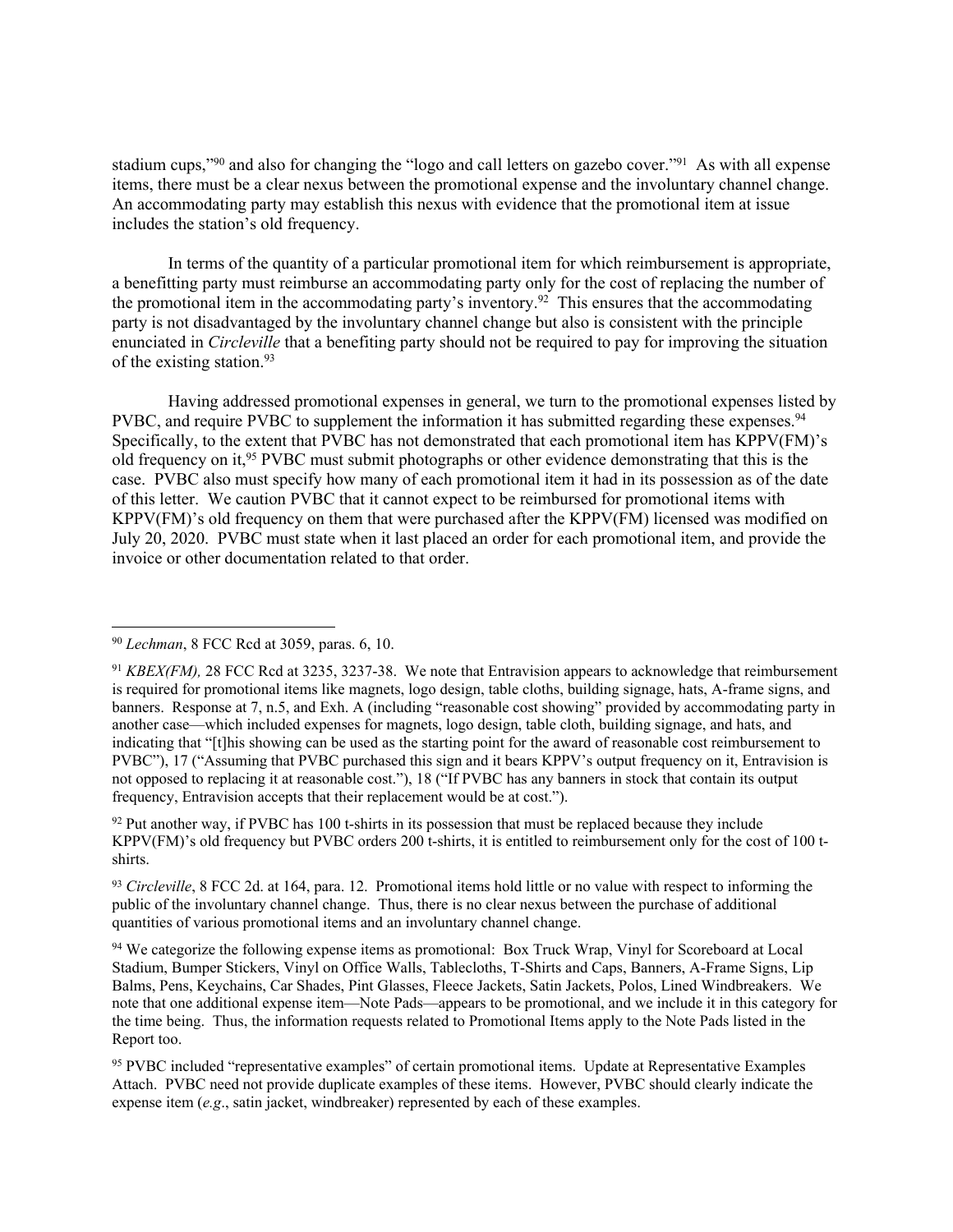stadium cups,"[90] and also for changing the "logo and call letters on gazebo cover."[91] As with all expense items, there must be a clear nexus between the promotional expense and the involuntary channel change. An accommodating party may establish this nexus with evidence that the promotional item at issue includes the station's old frequency.

In terms of the quantity of a particular promotional item for which reimbursement is appropriate, a benefitting party must reimburse an accommodating party only for the cost of replacing the number of the promotional item in the accommodating party's inventory.[92] This ensures that the accommodating party is not disadvantaged by the involuntary channel change but also is consistent with the principle enunciated in *Circleville* that a benefiting party should not be required to pay for improving the situation of the existing station.[93]

Having addressed promotional expenses in general, we turn to the promotional expenses listed by PVBC, and require PVBC to supplement the information it has submitted regarding these expenses.[94] Specifically, to the extent that PVBC has not demonstrated that each promotional item has KPPV(FM)'s old frequency on it,[95] PVBC must submit photographs or other evidence demonstrating that this is the case. PVBC also must specify how many of each promotional item it had in its possession as of the date of this letter. We caution PVBC that it cannot expect to be reimbursed for promotional items with KPPV(FM)'s old frequency on them that were purchased after the KPPV(FM) licensed was modified on July 20, 2020. PVBC must state when it last placed an order for each promotional item, and provide the invoice or other documentation related to that order.

---

[90] *Lechman*, 8 FCC Rcd at 3059, paras. 6, 10.

[91] *KBEX(FM),* 28 FCC Rcd at 3235, 3237-38. We note that Entravision appears to acknowledge that reimbursement is required for promotional items like magnets, logo design, table cloths, building signage, hats, A-frame signs, and banners. Response at 7, n.5, and Exh. A (including "reasonable cost showing" provided by accommodating party in another case—which included expenses for magnets, logo design, table cloth, building signage, and hats, and indicating that "[t]his showing can be used as the starting point for the award of reasonable cost reimbursement to PVBC"), 17 ("Assuming that PVBC purchased this sign and it bears KPPV's output frequency on it, Entravision is not opposed to replacing it at reasonable cost."), 18 ("If PVBC has any banners in stock that contain its output frequency, Entravision accepts that their replacement would be at cost.").

[92] Put another way, if PVBC has 100 t-shirts in its possession that must be replaced because they include KPPV(FM)'s old frequency but PVBC orders 200 t-shirts, it is entitled to reimbursement only for the cost of 100 t-shirts.

[93] *Circleville*, 8 FCC 2d. at 164, para. 12. Promotional items hold little or no value with respect to informing the public of the involuntary channel change. Thus, there is no clear nexus between the purchase of additional quantities of various promotional items and an involuntary channel change.

[94] We categorize the following expense items as promotional: Box Truck Wrap, Vinyl for Scoreboard at Local Stadium, Bumper Stickers, Vinyl on Office Walls, Tablecloths, T-Shirts and Caps, Banners, A-Frame Signs, Lip Balms, Pens, Keychains, Car Shades, Pint Glasses, Fleece Jackets, Satin Jackets, Polos, Lined Windbreakers. We note that one additional expense item—Note Pads—appears to be promotional, and we include it in this category for the time being. Thus, the information requests related to Promotional Items apply to the Note Pads listed in the Report too.

[95] PVBC included "representative examples" of certain promotional items. Update at Representative Examples Attach. PVBC need not provide duplicate examples of these items. However, PVBC should clearly indicate the expense item (*e.g*., satin jacket, windbreaker) represented by each of these examples.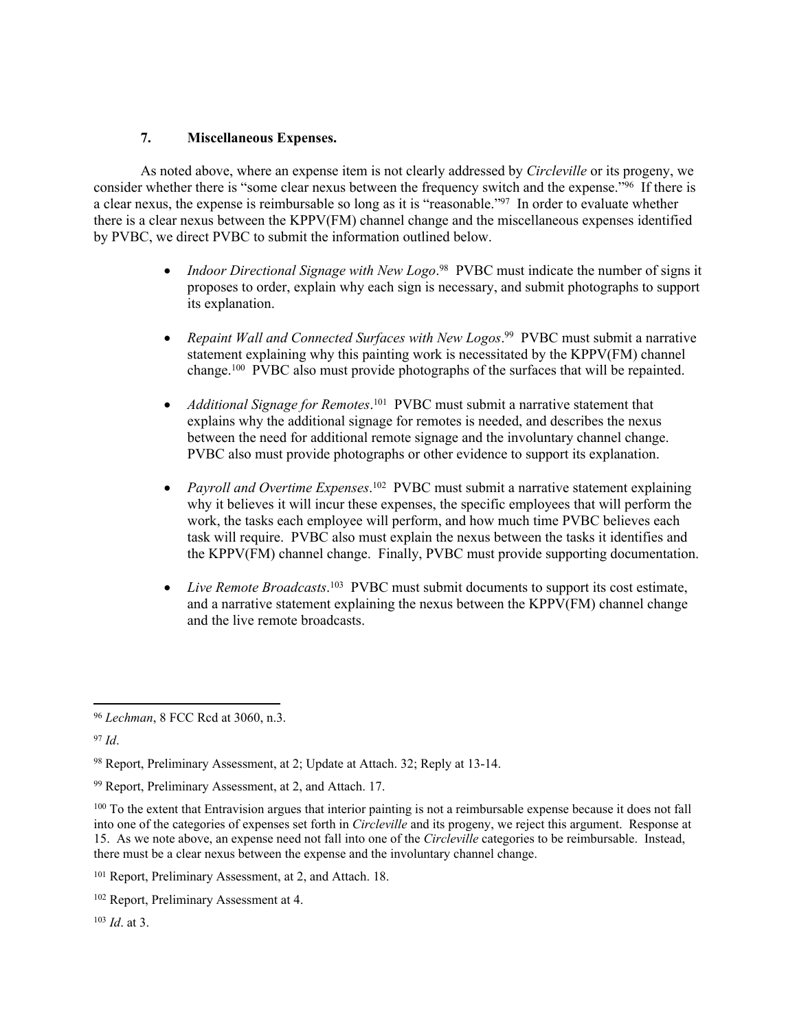### 7. Miscellaneous Expenses.

As noted above, where an expense item is not clearly addressed by *Circleville* or its progeny, we consider whether there is "some clear nexus between the frequency switch and the expense."[96] If there is a clear nexus, the expense is reimbursable so long as it is "reasonable."[97] In order to evaluate whether there is a clear nexus between the KPPV(FM) channel change and the miscellaneous expenses identified by PVBC, we direct PVBC to submit the information outlined below.

- *Indoor Directional Signage with New Logo*.[98] PVBC must indicate the number of signs it proposes to order, explain why each sign is necessary, and submit photographs to support its explanation.

- *Repaint Wall and Connected Surfaces with New Logos*.[99] PVBC must submit a narrative statement explaining why this painting work is necessitated by the KPPV(FM) channel change.[100] PVBC also must provide photographs of the surfaces that will be repainted.

- *Additional Signage for Remotes*.[101] PVBC must submit a narrative statement that explains why the additional signage for remotes is needed, and describes the nexus between the need for additional remote signage and the involuntary channel change. PVBC also must provide photographs or other evidence to support its explanation.

- *Payroll and Overtime Expenses*.[102] PVBC must submit a narrative statement explaining why it believes it will incur these expenses, the specific employees that will perform the work, the tasks each employee will perform, and how much time PVBC believes each task will require. PVBC also must explain the nexus between the tasks it identifies and the KPPV(FM) channel change. Finally, PVBC must provide supporting documentation.

- *Live Remote Broadcasts*.[103] PVBC must submit documents to support its cost estimate, and a narrative statement explaining the nexus between the KPPV(FM) channel change and the live remote broadcasts.

---

[96] *Lechman*, 8 FCC Rcd at 3060, n.3.

[97] *Id*.

[98] Report, Preliminary Assessment, at 2; Update at Attach. 32; Reply at 13-14.

[99] Report, Preliminary Assessment, at 2, and Attach. 17.

[100] To the extent that Entravision argues that interior painting is not a reimbursable expense because it does not fall into one of the categories of expenses set forth in *Circleville* and its progeny, we reject this argument. Response at 15. As we note above, an expense need not fall into one of the *Circleville* categories to be reimbursable. Instead, there must be a clear nexus between the expense and the involuntary channel change.

[101] Report, Preliminary Assessment, at 2, and Attach. 18.

[102] Report, Preliminary Assessment at 4.

[103] *Id*. at 3.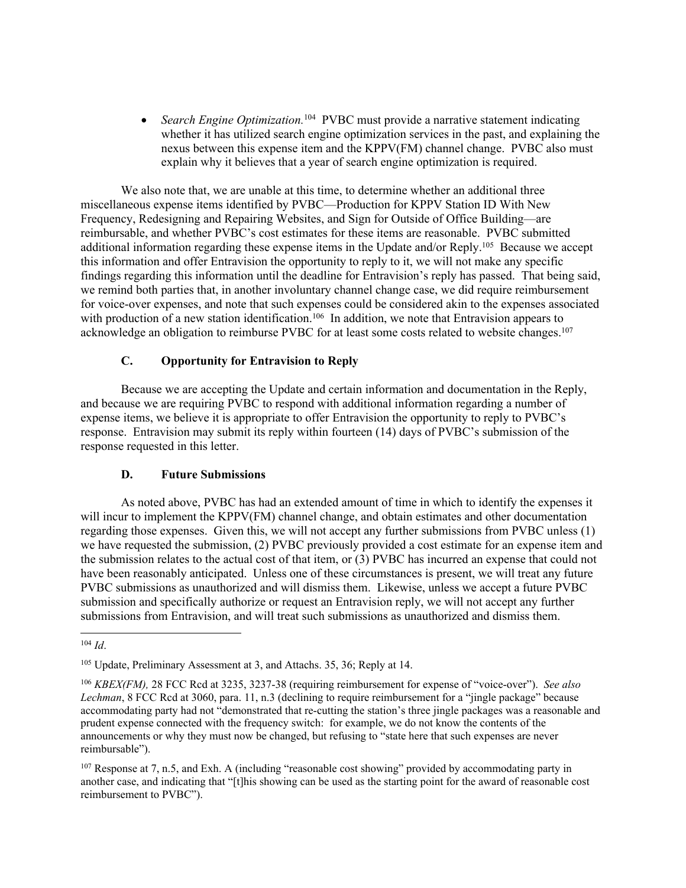- *Search Engine Optimization.*[104] PVBC must provide a narrative statement indicating whether it has utilized search engine optimization services in the past, and explaining the nexus between this expense item and the KPPV(FM) channel change. PVBC also must explain why it believes that a year of search engine optimization is required.

We also note that, we are unable at this time, to determine whether an additional three miscellaneous expense items identified by PVBC—Production for KPPV Station ID With New Frequency, Redesigning and Repairing Websites, and Sign for Outside of Office Building—are reimbursable, and whether PVBC's cost estimates for these items are reasonable. PVBC submitted additional information regarding these expense items in the Update and/or Reply.[105] Because we accept this information and offer Entravision the opportunity to reply to it, we will not make any specific findings regarding this information until the deadline for Entravision's reply has passed. That being said, we remind both parties that, in another involuntary channel change case, we did require reimbursement for voice-over expenses, and note that such expenses could be considered akin to the expenses associated with production of a new station identification.[106] In addition, we note that Entravision appears to acknowledge an obligation to reimburse PVBC for at least some costs related to website changes.[107]

### C. Opportunity for Entravision to Reply

Because we are accepting the Update and certain information and documentation in the Reply, and because we are requiring PVBC to respond with additional information regarding a number of expense items, we believe it is appropriate to offer Entravision the opportunity to reply to PVBC's response. Entravision may submit its reply within fourteen (14) days of PVBC's submission of the response requested in this letter.

### D. Future Submissions

As noted above, PVBC has had an extended amount of time in which to identify the expenses it will incur to implement the KPPV(FM) channel change, and obtain estimates and other documentation regarding those expenses. Given this, we will not accept any further submissions from PVBC unless (1) we have requested the submission, (2) PVBC previously provided a cost estimate for an expense item and the submission relates to the actual cost of that item, or (3) PVBC has incurred an expense that could not have been reasonably anticipated. Unless one of these circumstances is present, we will treat any future PVBC submissions as unauthorized and will dismiss them. Likewise, unless we accept a future PVBC submission and specifically authorize or request an Entravision reply, we will not accept any further submissions from Entravision, and will treat such submissions as unauthorized and dismiss them.

---

[104] *Id*.

[105] Update, Preliminary Assessment at 3, and Attachs. 35, 36; Reply at 14.

[106] *KBEX(FM),* 28 FCC Rcd at 3235, 3237-38 (requiring reimbursement for expense of "voice-over"). *See also Lechman*, 8 FCC Rcd at 3060, para. 11, n.3 (declining to require reimbursement for a "jingle package" because accommodating party had not "demonstrated that re-cutting the station's three jingle packages was a reasonable and prudent expense connected with the frequency switch: for example, we do not know the contents of the announcements or why they must now be changed, but refusing to "state here that such expenses are never reimbursable").

[107] Response at 7, n.5, and Exh. A (including "reasonable cost showing" provided by accommodating party in another case, and indicating that "[t]his showing can be used as the starting point for the award of reasonable cost reimbursement to PVBC").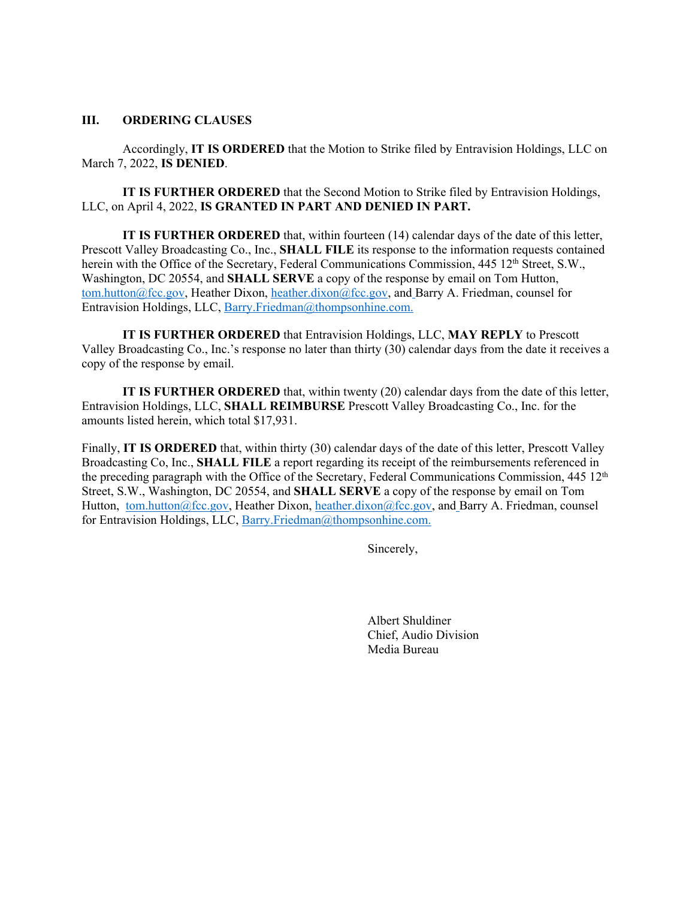## III. ORDERING CLAUSES

Accordingly, **IT IS ORDERED** that the Motion to Strike filed by Entravision Holdings, LLC on March 7, 2022, **IS DENIED**.

**IT IS FURTHER ORDERED** that the Second Motion to Strike filed by Entravision Holdings, LLC, on April 4, 2022, **IS GRANTED IN PART AND DENIED IN PART.**

**IT IS FURTHER ORDERED** that, within fourteen (14) calendar days of the date of this letter, Prescott Valley Broadcasting Co., Inc., **SHALL FILE** its response to the information requests contained herein with the Office of the Secretary, Federal Communications Commission, 445 12th Street, S.W., Washington, DC 20554, and **SHALL SERVE** a copy of the response by email on Tom Hutton, tom.hutton@fcc.gov, Heather Dixon, heather.dixon@fcc.gov, and Barry A. Friedman, counsel for Entravision Holdings, LLC, Barry.Friedman@thompsonhine.com.

**IT IS FURTHER ORDERED** that Entravision Holdings, LLC, **MAY REPLY** to Prescott Valley Broadcasting Co., Inc.'s response no later than thirty (30) calendar days from the date it receives a copy of the response by email.

**IT IS FURTHER ORDERED** that, within twenty (20) calendar days from the date of this letter, Entravision Holdings, LLC, **SHALL REIMBURSE** Prescott Valley Broadcasting Co., Inc. for the amounts listed herein, which total $17,931.

Finally, **IT IS ORDERED** that, within thirty (30) calendar days of the date of this letter, Prescott Valley Broadcasting Co, Inc., **SHALL FILE** a report regarding its receipt of the reimbursements referenced in the preceding paragraph with the Office of the Secretary, Federal Communications Commission, 445 12th Street, S.W., Washington, DC 20554, and **SHALL SERVE** a copy of the response by email on Tom Hutton, tom.hutton@fcc.gov, Heather Dixon, heather.dixon@fcc.gov, and Barry A. Friedman, counsel for Entravision Holdings, LLC, Barry.Friedman@thompsonhine.com.

Sincerely,

Albert Shuldiner
Chief, Audio Division
Media Bureau